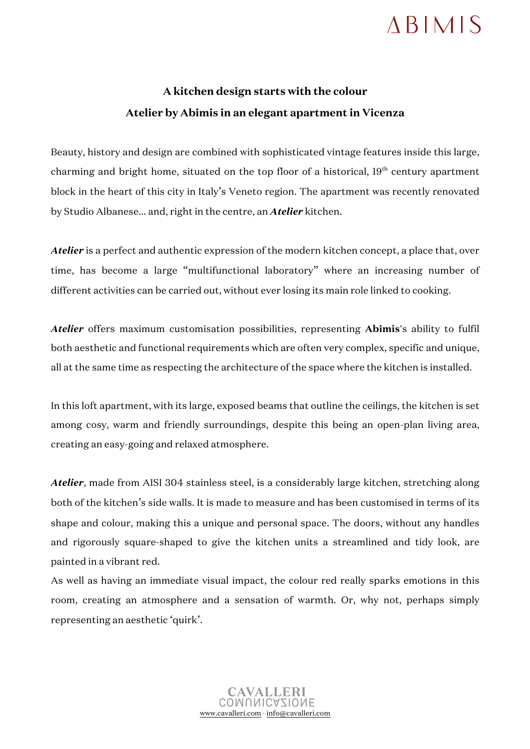## A kitchen design starts with the colour

## Atelier by Abimis in an elegant apartment in Vicenza

Beauty, history and design are combined with sophisticated vintage features inside this large, charming and bright home, situated on the top floor of a historical, 19th century apartment block in the heart of this city in Italy's Veneto region. The apartment was recently renovated by Studio Albanese... and, right in the centre, an ***Atelier*** kitchen.

***Atelier*** is a perfect and authentic expression of the modern kitchen concept, a place that, over time, has become a large "multifunctional laboratory" where an increasing number of different activities can be carried out, without ever losing its main role linked to cooking.

***Atelier*** offers maximum customisation possibilities, representing **Abimis**'s ability to fulfil both aesthetic and functional requirements which are often very complex, specific and unique, all at the same time as respecting the architecture of the space where the kitchen is installed.

In this loft apartment, with its large, exposed beams that outline the ceilings, the kitchen is set among cosy, warm and friendly surroundings, despite this being an open-plan living area, creating an easy-going and relaxed atmosphere.

***Atelier***, made from AISI 304 stainless steel, is a considerably large kitchen, stretching along both of the kitchen's side walls. It is made to measure and has been customised in terms of its shape and colour, making this a unique and personal space. The doors, without any handles and rigorously square-shaped to give the kitchen units a streamlined and tidy look, are painted in a vibrant red.

As well as having an immediate visual impact, the colour red really sparks emotions in this room, creating an atmosphere and a sensation of warmth. Or, why not, perhaps simply representing an aesthetic 'quirk'.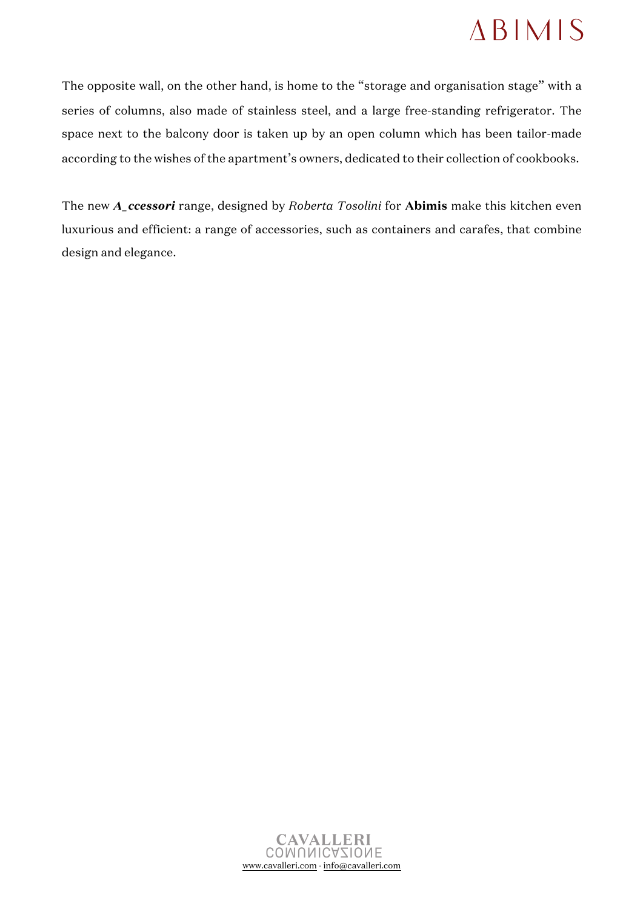The opposite wall, on the other hand, is home to the “storage and organisation stage” with a series of columns, also made of stainless steel, and a large free-standing refrigerator. The space next to the balcony door is taken up by an open column which has been tailor-made according to the wishes of the apartment’s owners, dedicated to their collection of cookbooks.

The new ***A_ccessori*** range, designed by *Roberta Tosolini* for **Abimis** make this kitchen even luxurious and efficient: a range of accessories, such as containers and carafes, that combine design and elegance.